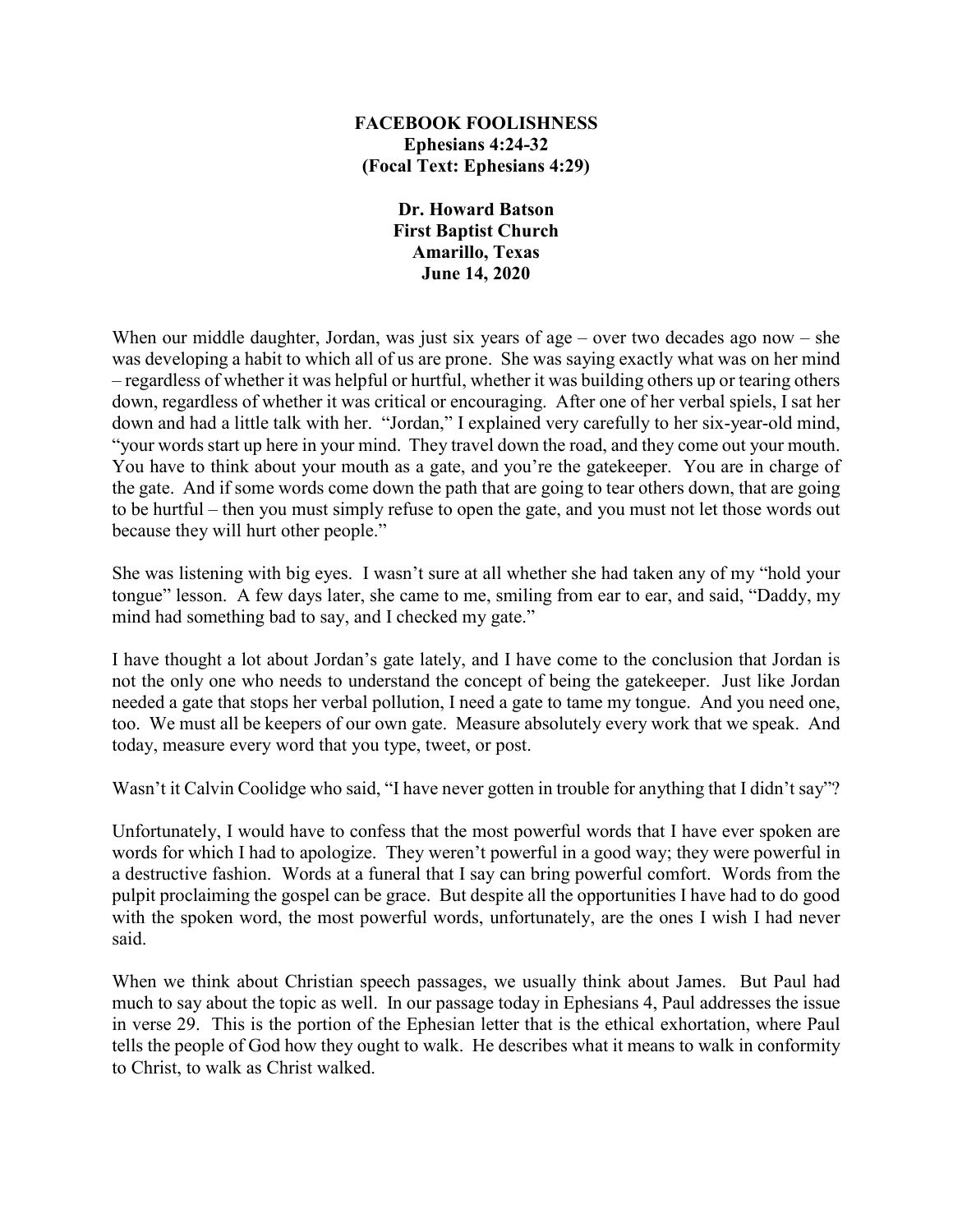**FACEBOOK FOOLISHNESS**
**Ephesians 4:24-32**
**(Focal Text: Ephesians 4:29)**

**Dr. Howard Batson**
**First Baptist Church**
**Amarillo, Texas**
**June 14, 2020**

When our middle daughter, Jordan, was just six years of age – over two decades ago now – she was developing a habit to which all of us are prone. She was saying exactly what was on her mind – regardless of whether it was helpful or hurtful, whether it was building others up or tearing others down, regardless of whether it was critical or encouraging. After one of her verbal spiels, I sat her down and had a little talk with her. "Jordan," I explained very carefully to her six-year-old mind, "your words start up here in your mind. They travel down the road, and they come out your mouth. You have to think about your mouth as a gate, and you're the gatekeeper. You are in charge of the gate. And if some words come down the path that are going to tear others down, that are going to be hurtful – then you must simply refuse to open the gate, and you must not let those words out because they will hurt other people."

She was listening with big eyes. I wasn't sure at all whether she had taken any of my "hold your tongue" lesson. A few days later, she came to me, smiling from ear to ear, and said, "Daddy, my mind had something bad to say, and I checked my gate."

I have thought a lot about Jordan's gate lately, and I have come to the conclusion that Jordan is not the only one who needs to understand the concept of being the gatekeeper. Just like Jordan needed a gate that stops her verbal pollution, I need a gate to tame my tongue. And you need one, too. We must all be keepers of our own gate. Measure absolutely every work that we speak. And today, measure every word that you type, tweet, or post.

Wasn't it Calvin Coolidge who said, "I have never gotten in trouble for anything that I didn't say"?

Unfortunately, I would have to confess that the most powerful words that I have ever spoken are words for which I had to apologize. They weren't powerful in a good way; they were powerful in a destructive fashion. Words at a funeral that I say can bring powerful comfort. Words from the pulpit proclaiming the gospel can be grace. But despite all the opportunities I have had to do good with the spoken word, the most powerful words, unfortunately, are the ones I wish I had never said.

When we think about Christian speech passages, we usually think about James. But Paul had much to say about the topic as well. In our passage today in Ephesians 4, Paul addresses the issue in verse 29. This is the portion of the Ephesian letter that is the ethical exhortation, where Paul tells the people of God how they ought to walk. He describes what it means to walk in conformity to Christ, to walk as Christ walked.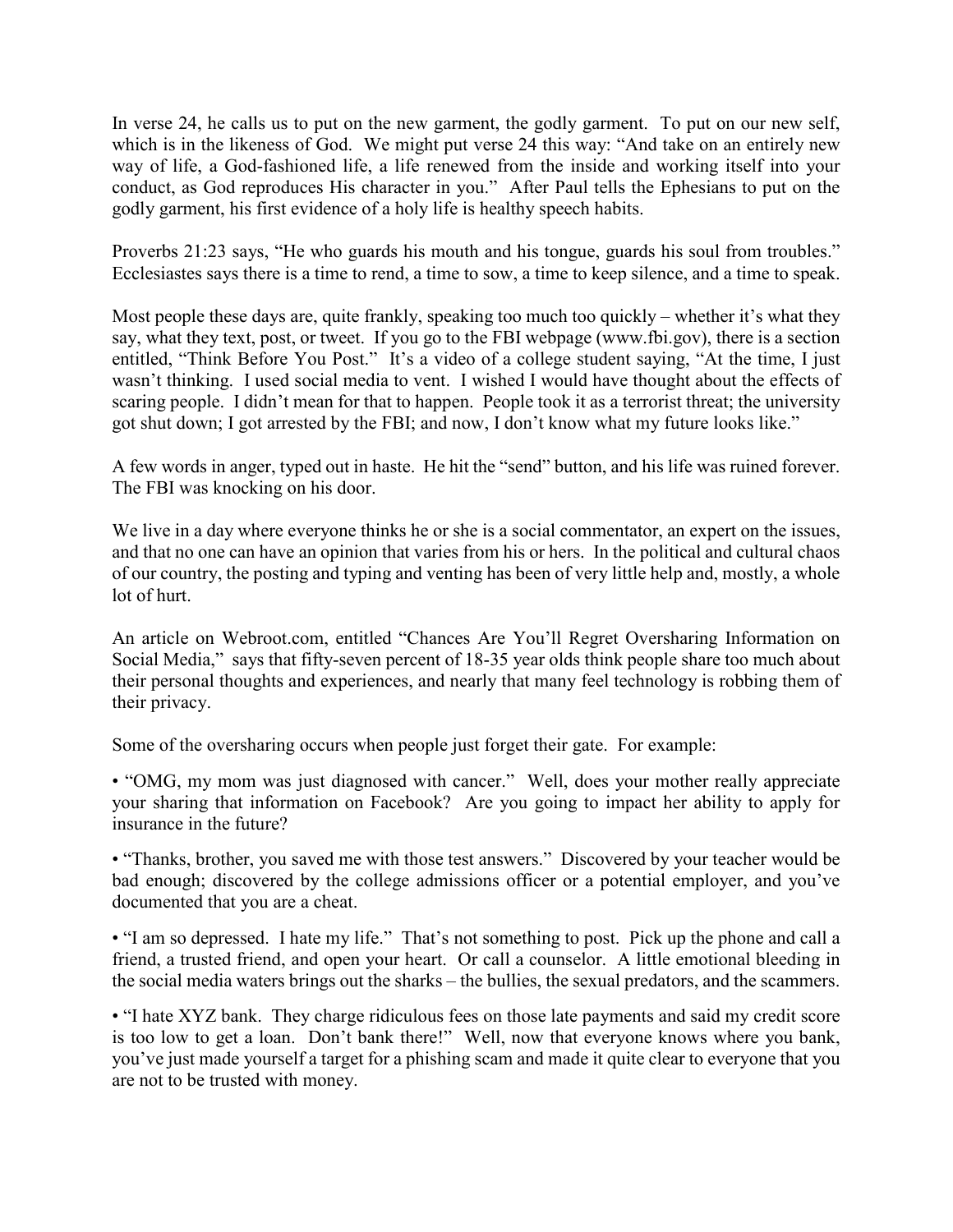In verse 24, he calls us to put on the new garment, the godly garment. To put on our new self, which is in the likeness of God. We might put verse 24 this way: "And take on an entirely new way of life, a God-fashioned life, a life renewed from the inside and working itself into your conduct, as God reproduces His character in you." After Paul tells the Ephesians to put on the godly garment, his first evidence of a holy life is healthy speech habits.

Proverbs 21:23 says, "He who guards his mouth and his tongue, guards his soul from troubles." Ecclesiastes says there is a time to rend, a time to sow, a time to keep silence, and a time to speak.

Most people these days are, quite frankly, speaking too much too quickly – whether it's what they say, what they text, post, or tweet. If you go to the FBI webpage (www.fbi.gov), there is a section entitled, "Think Before You Post." It's a video of a college student saying, "At the time, I just wasn't thinking. I used social media to vent. I wished I would have thought about the effects of scaring people. I didn't mean for that to happen. People took it as a terrorist threat; the university got shut down; I got arrested by the FBI; and now, I don't know what my future looks like."

A few words in anger, typed out in haste. He hit the "send" button, and his life was ruined forever. The FBI was knocking on his door.

We live in a day where everyone thinks he or she is a social commentator, an expert on the issues, and that no one can have an opinion that varies from his or hers. In the political and cultural chaos of our country, the posting and typing and venting has been of very little help and, mostly, a whole lot of hurt.

An article on Webroot.com, entitled "Chances Are You'll Regret Oversharing Information on Social Media," says that fifty-seven percent of 18-35 year olds think people share too much about their personal thoughts and experiences, and nearly that many feel technology is robbing them of their privacy.

Some of the oversharing occurs when people just forget their gate. For example:

• "OMG, my mom was just diagnosed with cancer." Well, does your mother really appreciate your sharing that information on Facebook? Are you going to impact her ability to apply for insurance in the future?

• "Thanks, brother, you saved me with those test answers." Discovered by your teacher would be bad enough; discovered by the college admissions officer or a potential employer, and you've documented that you are a cheat.

• "I am so depressed. I hate my life." That's not something to post. Pick up the phone and call a friend, a trusted friend, and open your heart. Or call a counselor. A little emotional bleeding in the social media waters brings out the sharks – the bullies, the sexual predators, and the scammers.

• "I hate XYZ bank. They charge ridiculous fees on those late payments and said my credit score is too low to get a loan. Don't bank there!" Well, now that everyone knows where you bank, you've just made yourself a target for a phishing scam and made it quite clear to everyone that you are not to be trusted with money.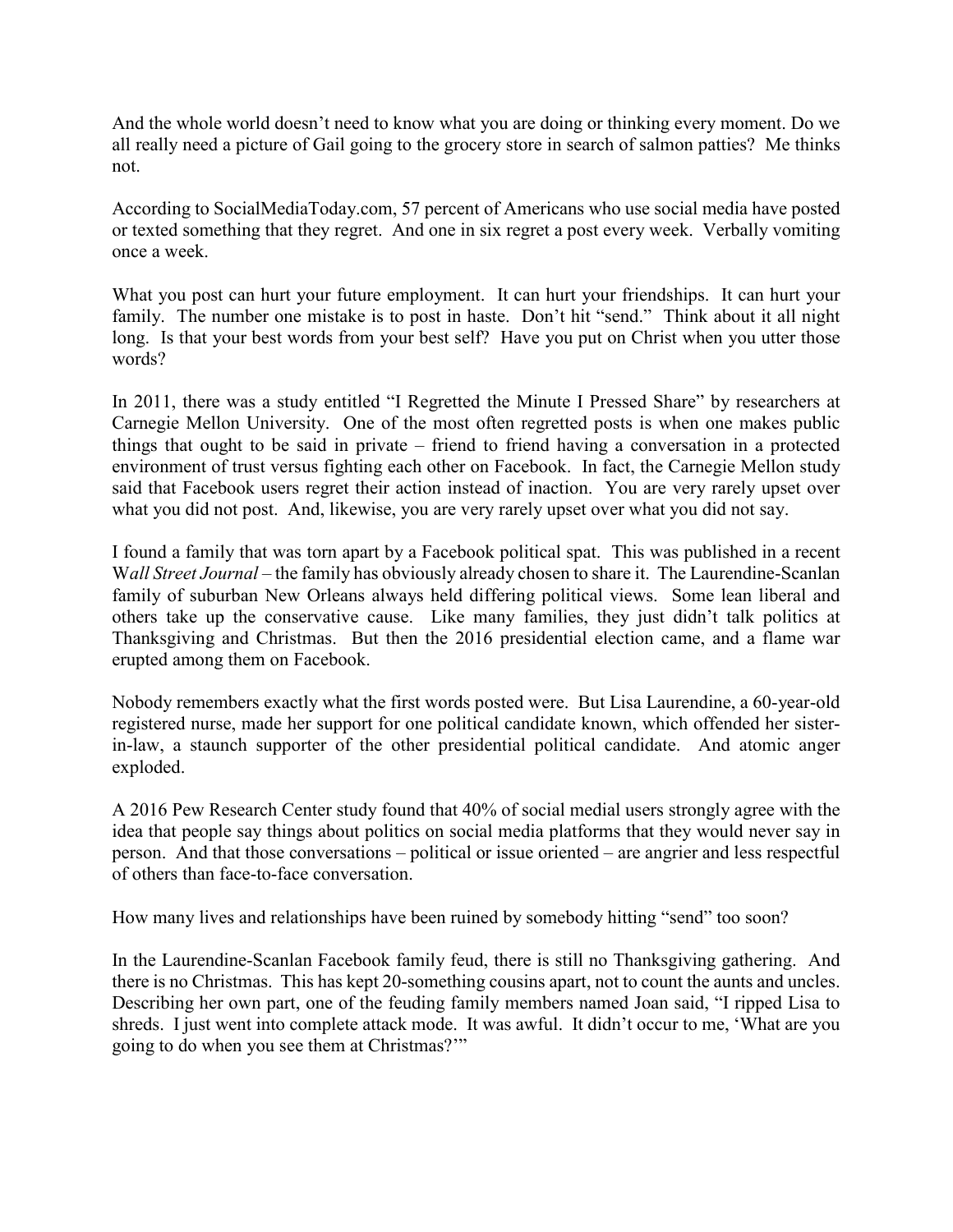And the whole world doesn't need to know what you are doing or thinking every moment. Do we all really need a picture of Gail going to the grocery store in search of salmon patties? Me thinks not.

According to SocialMediaToday.com, 57 percent of Americans who use social media have posted or texted something that they regret. And one in six regret a post every week. Verbally vomiting once a week.

What you post can hurt your future employment. It can hurt your friendships. It can hurt your family. The number one mistake is to post in haste. Don't hit "send." Think about it all night long. Is that your best words from your best self? Have you put on Christ when you utter those words?

In 2011, there was a study entitled "I Regretted the Minute I Pressed Share" by researchers at Carnegie Mellon University. One of the most often regretted posts is when one makes public things that ought to be said in private – friend to friend having a conversation in a protected environment of trust versus fighting each other on Facebook. In fact, the Carnegie Mellon study said that Facebook users regret their action instead of inaction. You are very rarely upset over what you did not post. And, likewise, you are very rarely upset over what you did not say.

I found a family that was torn apart by a Facebook political spat. This was published in a recent W*all Street Journal* – the family has obviously already chosen to share it. The Laurendine-Scanlan family of suburban New Orleans always held differing political views. Some lean liberal and others take up the conservative cause. Like many families, they just didn't talk politics at Thanksgiving and Christmas. But then the 2016 presidential election came, and a flame war erupted among them on Facebook.

Nobody remembers exactly what the first words posted were. But Lisa Laurendine, a 60-year-old registered nurse, made her support for one political candidate known, which offended her sister-in-law, a staunch supporter of the other presidential political candidate. And atomic anger exploded.

A 2016 Pew Research Center study found that 40% of social medial users strongly agree with the idea that people say things about politics on social media platforms that they would never say in person. And that those conversations – political or issue oriented – are angrier and less respectful of others than face-to-face conversation.

How many lives and relationships have been ruined by somebody hitting "send" too soon?

In the Laurendine-Scanlan Facebook family feud, there is still no Thanksgiving gathering. And there is no Christmas. This has kept 20-something cousins apart, not to count the aunts and uncles. Describing her own part, one of the feuding family members named Joan said, "I ripped Lisa to shreds. I just went into complete attack mode. It was awful. It didn't occur to me, 'What are you going to do when you see them at Christmas?'"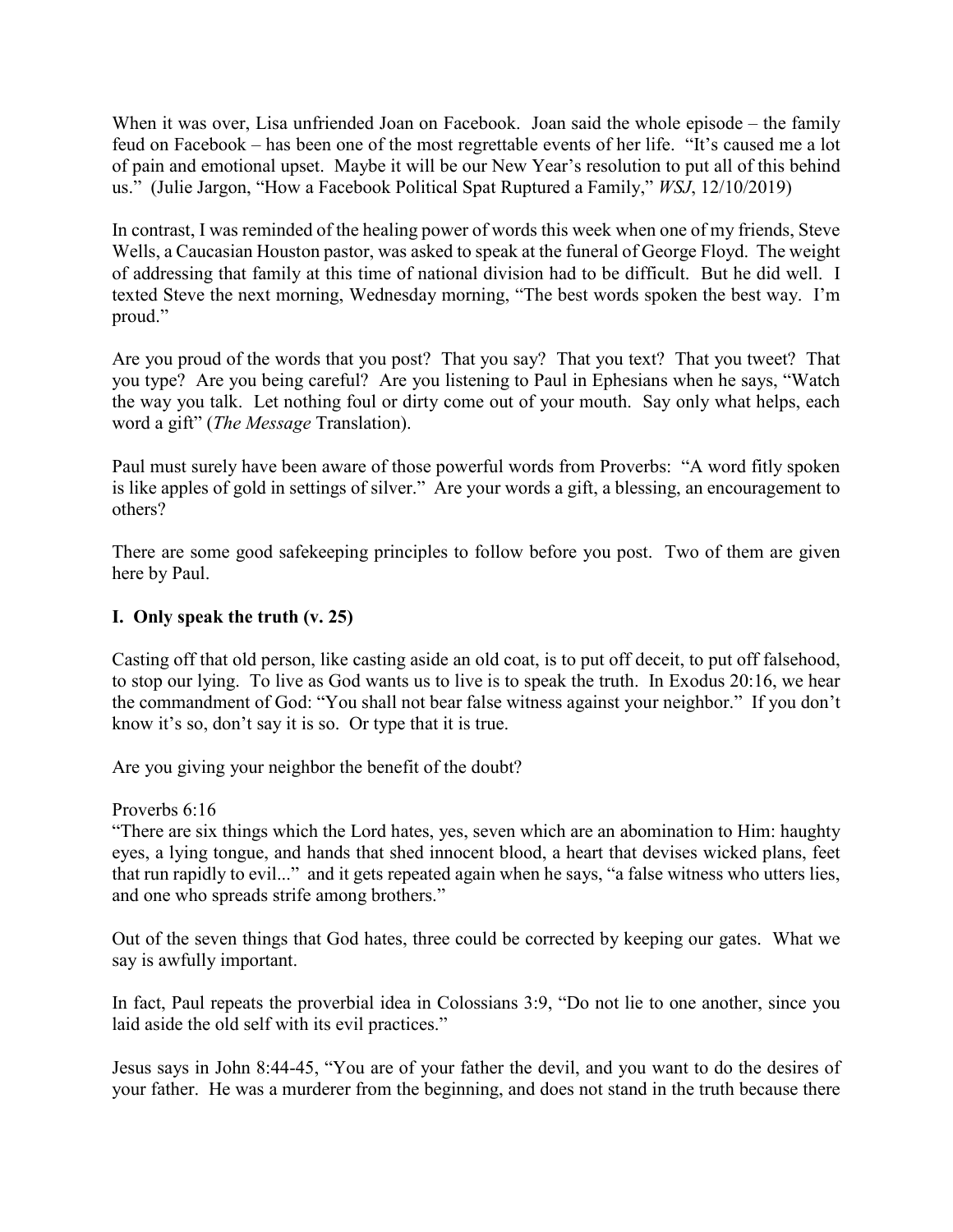When it was over, Lisa unfriended Joan on Facebook. Joan said the whole episode – the family feud on Facebook – has been one of the most regrettable events of her life. "It's caused me a lot of pain and emotional upset. Maybe it will be our New Year's resolution to put all of this behind us." (Julie Jargon, "How a Facebook Political Spat Ruptured a Family," *WSJ*, 12/10/2019)

In contrast, I was reminded of the healing power of words this week when one of my friends, Steve Wells, a Caucasian Houston pastor, was asked to speak at the funeral of George Floyd. The weight of addressing that family at this time of national division had to be difficult. But he did well. I texted Steve the next morning, Wednesday morning, "The best words spoken the best way. I'm proud."

Are you proud of the words that you post? That you say? That you text? That you tweet? That you type? Are you being careful? Are you listening to Paul in Ephesians when he says, "Watch the way you talk. Let nothing foul or dirty come out of your mouth. Say only what helps, each word a gift" (*The Message* Translation).

Paul must surely have been aware of those powerful words from Proverbs: "A word fitly spoken is like apples of gold in settings of silver." Are your words a gift, a blessing, an encouragement to others?

There are some good safekeeping principles to follow before you post. Two of them are given here by Paul.

## I. Only speak the truth (v. 25)

Casting off that old person, like casting aside an old coat, is to put off deceit, to put off falsehood, to stop our lying. To live as God wants us to live is to speak the truth. In Exodus 20:16, we hear the commandment of God: "You shall not bear false witness against your neighbor." If you don't know it's so, don't say it is so. Or type that it is true.

Are you giving your neighbor the benefit of the doubt?

Proverbs 6:16
"There are six things which the Lord hates, yes, seven which are an abomination to Him: haughty eyes, a lying tongue, and hands that shed innocent blood, a heart that devises wicked plans, feet that run rapidly to evil..." and it gets repeated again when he says, "a false witness who utters lies, and one who spreads strife among brothers."

Out of the seven things that God hates, three could be corrected by keeping our gates. What we say is awfully important.

In fact, Paul repeats the proverbial idea in Colossians 3:9, "Do not lie to one another, since you laid aside the old self with its evil practices."

Jesus says in John 8:44-45, "You are of your father the devil, and you want to do the desires of your father. He was a murderer from the beginning, and does not stand in the truth because there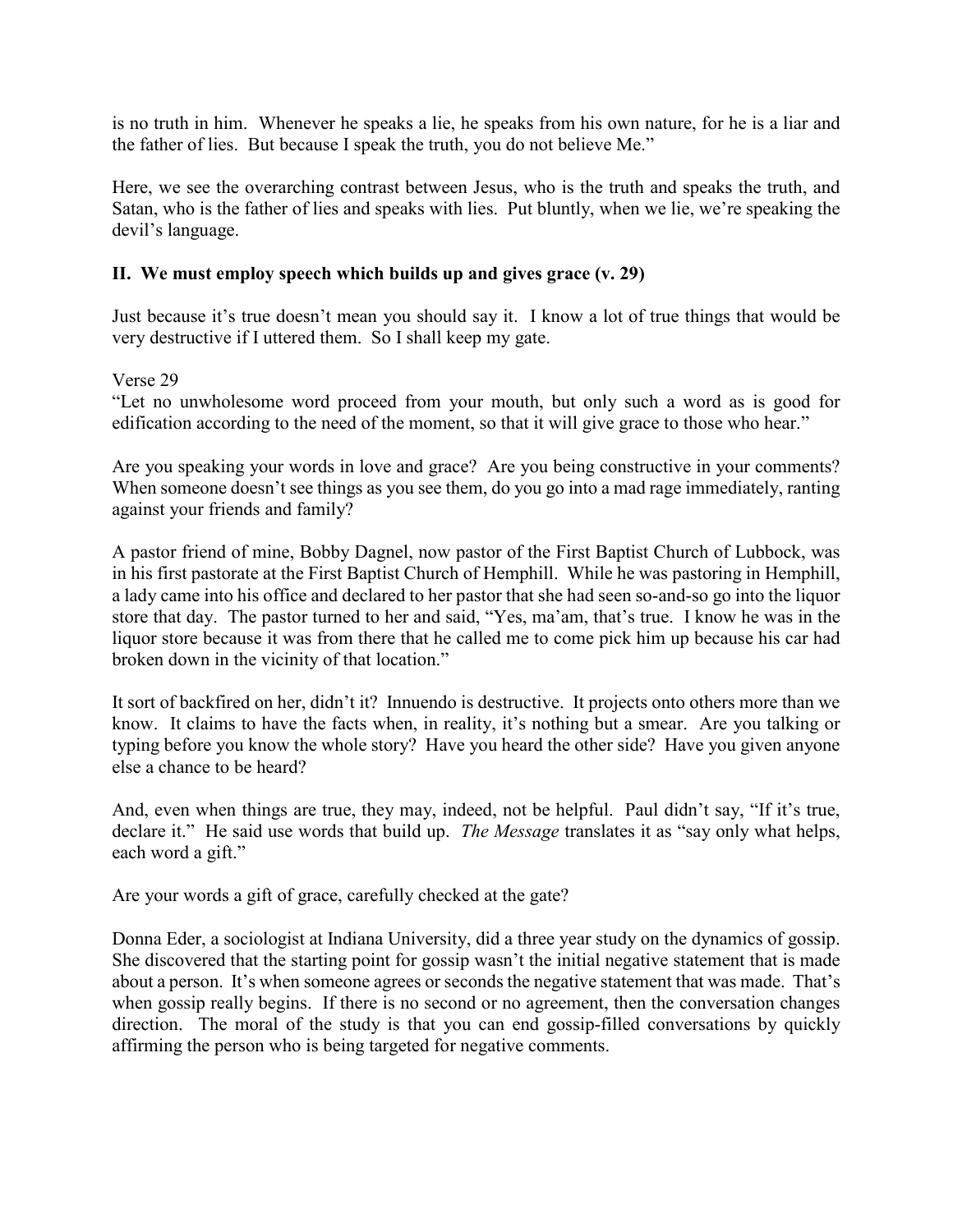is no truth in him. Whenever he speaks a lie, he speaks from his own nature, for he is a liar and the father of lies. But because I speak the truth, you do not believe Me."

Here, we see the overarching contrast between Jesus, who is the truth and speaks the truth, and Satan, who is the father of lies and speaks with lies. Put bluntly, when we lie, we're speaking the devil's language.

**II. We must employ speech which builds up and gives grace (v. 29)**

Just because it's true doesn't mean you should say it. I know a lot of true things that would be very destructive if I uttered them. So I shall keep my gate.

Verse 29
"Let no unwholesome word proceed from your mouth, but only such a word as is good for edification according to the need of the moment, so that it will give grace to those who hear."

Are you speaking your words in love and grace? Are you being constructive in your comments? When someone doesn't see things as you see them, do you go into a mad rage immediately, ranting against your friends and family?

A pastor friend of mine, Bobby Dagnel, now pastor of the First Baptist Church of Lubbock, was in his first pastorate at the First Baptist Church of Hemphill. While he was pastoring in Hemphill, a lady came into his office and declared to her pastor that she had seen so-and-so go into the liquor store that day. The pastor turned to her and said, "Yes, ma'am, that's true. I know he was in the liquor store because it was from there that he called me to come pick him up because his car had broken down in the vicinity of that location."

It sort of backfired on her, didn't it? Innuendo is destructive. It projects onto others more than we know. It claims to have the facts when, in reality, it's nothing but a smear. Are you talking or typing before you know the whole story? Have you heard the other side? Have you given anyone else a chance to be heard?

And, even when things are true, they may, indeed, not be helpful. Paul didn't say, "If it's true, declare it." He said use words that build up. *The Message* translates it as "say only what helps, each word a gift."

Are your words a gift of grace, carefully checked at the gate?

Donna Eder, a sociologist at Indiana University, did a three year study on the dynamics of gossip. She discovered that the starting point for gossip wasn't the initial negative statement that is made about a person. It's when someone agrees or seconds the negative statement that was made. That's when gossip really begins. If there is no second or no agreement, then the conversation changes direction. The moral of the study is that you can end gossip-filled conversations by quickly affirming the person who is being targeted for negative comments.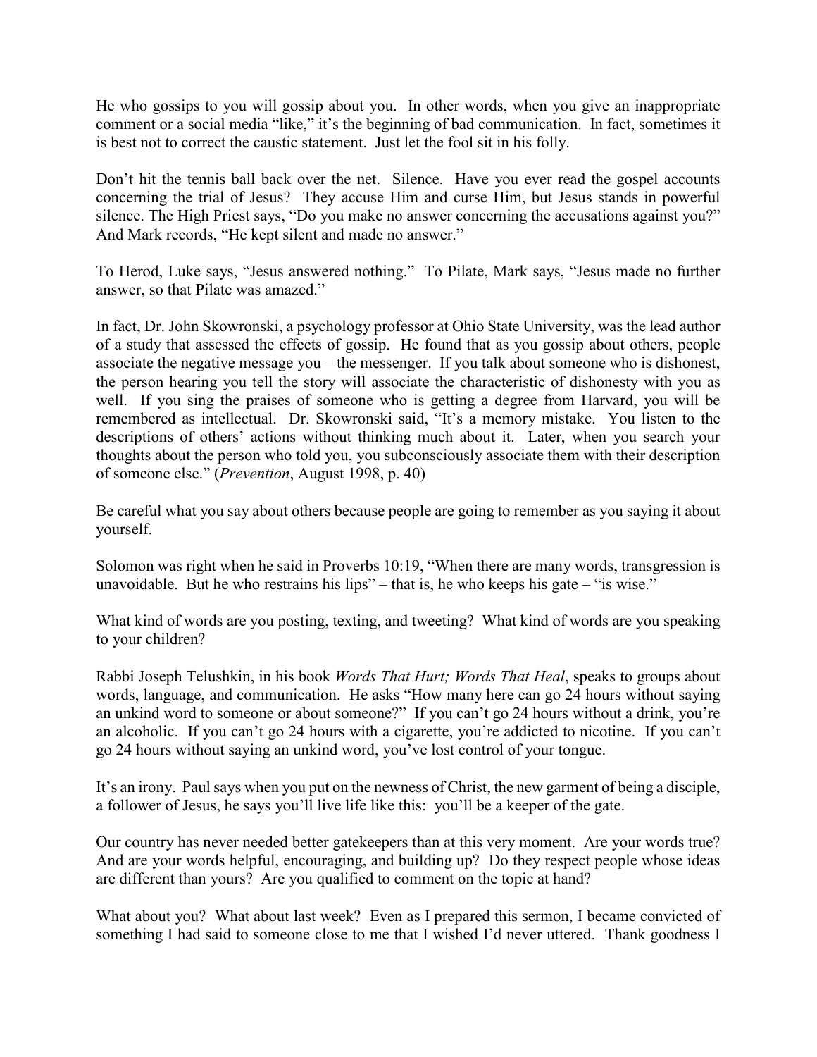He who gossips to you will gossip about you. In other words, when you give an inappropriate comment or a social media "like," it's the beginning of bad communication. In fact, sometimes it is best not to correct the caustic statement. Just let the fool sit in his folly.

Don't hit the tennis ball back over the net. Silence. Have you ever read the gospel accounts concerning the trial of Jesus? They accuse Him and curse Him, but Jesus stands in powerful silence. The High Priest says, "Do you make no answer concerning the accusations against you?" And Mark records, "He kept silent and made no answer."

To Herod, Luke says, "Jesus answered nothing." To Pilate, Mark says, "Jesus made no further answer, so that Pilate was amazed."

In fact, Dr. John Skowronski, a psychology professor at Ohio State University, was the lead author of a study that assessed the effects of gossip. He found that as you gossip about others, people associate the negative message you – the messenger. If you talk about someone who is dishonest, the person hearing you tell the story will associate the characteristic of dishonesty with you as well. If you sing the praises of someone who is getting a degree from Harvard, you will be remembered as intellectual. Dr. Skowronski said, "It's a memory mistake. You listen to the descriptions of others' actions without thinking much about it. Later, when you search your thoughts about the person who told you, you subconsciously associate them with their description of someone else." (*Prevention*, August 1998, p. 40)

Be careful what you say about others because people are going to remember as you saying it about yourself.

Solomon was right when he said in Proverbs 10:19, "When there are many words, transgression is unavoidable. But he who restrains his lips" – that is, he who keeps his gate – "is wise."

What kind of words are you posting, texting, and tweeting? What kind of words are you speaking to your children?

Rabbi Joseph Telushkin, in his book *Words That Hurt; Words That Heal*, speaks to groups about words, language, and communication. He asks "How many here can go 24 hours without saying an unkind word to someone or about someone?" If you can't go 24 hours without a drink, you're an alcoholic. If you can't go 24 hours with a cigarette, you're addicted to nicotine. If you can't go 24 hours without saying an unkind word, you've lost control of your tongue.

It's an irony. Paul says when you put on the newness of Christ, the new garment of being a disciple, a follower of Jesus, he says you'll live life like this: you'll be a keeper of the gate.

Our country has never needed better gatekeepers than at this very moment. Are your words true? And are your words helpful, encouraging, and building up? Do they respect people whose ideas are different than yours? Are you qualified to comment on the topic at hand?

What about you? What about last week? Even as I prepared this sermon, I became convicted of something I had said to someone close to me that I wished I'd never uttered. Thank goodness I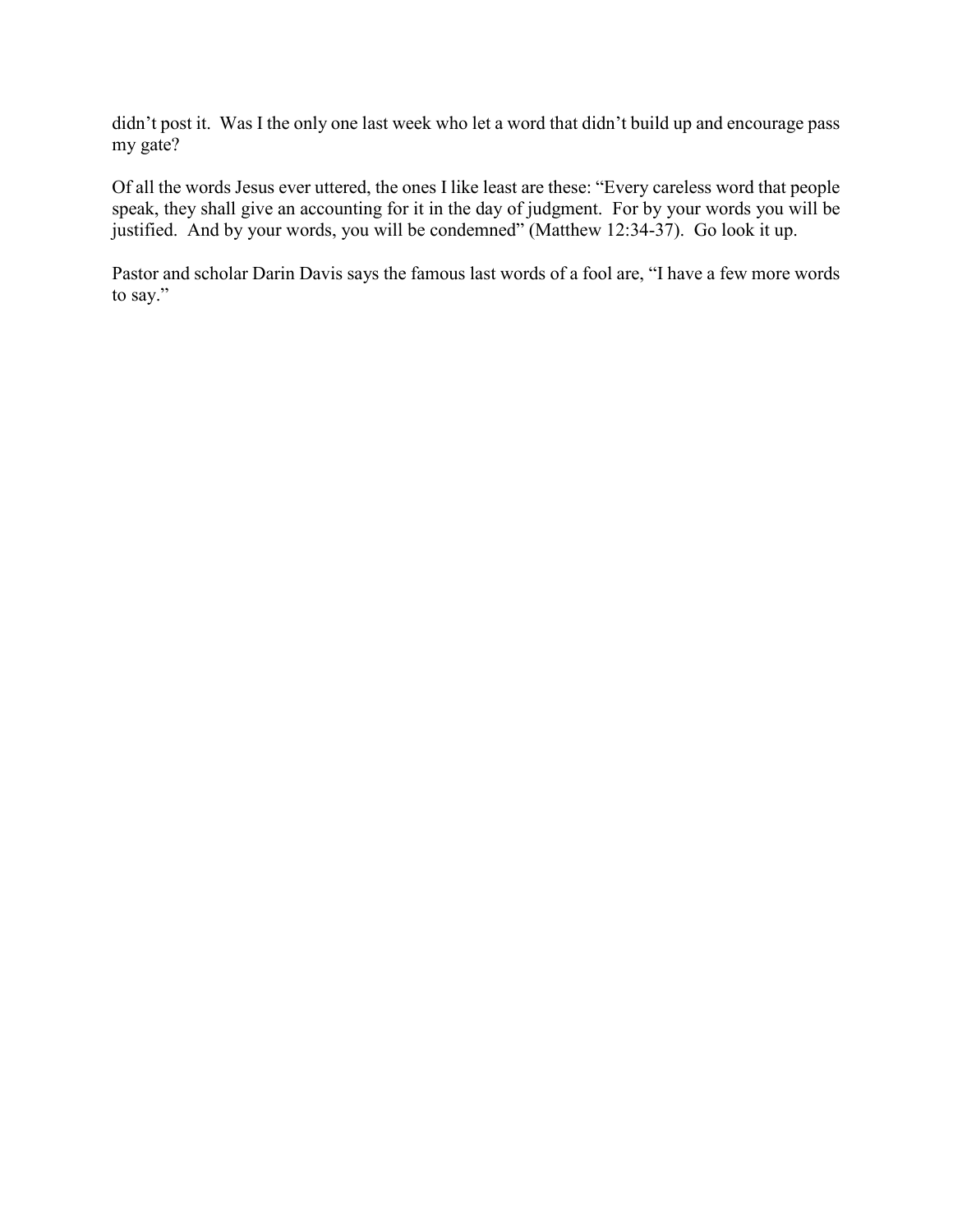didn't post it. Was I the only one last week who let a word that didn't build up and encourage pass my gate?

Of all the words Jesus ever uttered, the ones I like least are these: "Every careless word that people speak, they shall give an accounting for it in the day of judgment. For by your words you will be justified. And by your words, you will be condemned" (Matthew 12:34-37). Go look it up.

Pastor and scholar Darin Davis says the famous last words of a fool are, "I have a few more words to say."